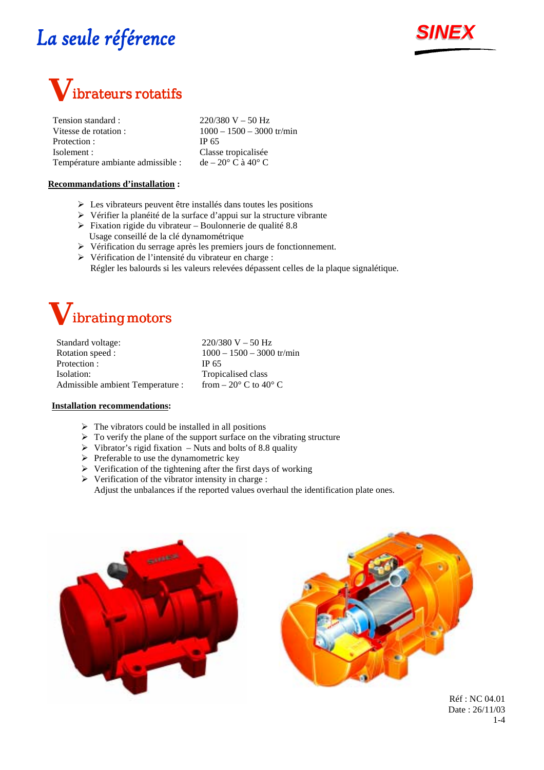*La seule référence*

**SINEX**

# Vibrateurs rotatifs

| | |
|---|---|
| Tension standard : | 220/380 V – 50 Hz |
| Vitesse de rotation : | 1000 – 1500 – 3000 tr/min |
| Protection : | IP 65 |
| Isolement : | Classe tropicalisée |
| Température ambiante admissible : | de – 20° C à 40° C |

**Recommandations d'installation :**

- Les vibrateurs peuvent être installés dans toutes les positions
- Vérifier la planéité de la surface d'appui sur la structure vibrante
- Fixation rigide du vibrateur – Boulonnerie de qualité 8.8
  Usage conseillé de la clé dynamométrique
- Vérification du serrage après les premiers jours de fonctionnement.
- Vérification de l'intensité du vibrateur en charge :
  Régler les balourds si les valeurs relevées dépassent celles de la plaque signalétique.

# Vibrating motors

| | |
|---|---|
| Standard voltage: | 220/380 V – 50 Hz |
| Rotation speed : | 1000 – 1500 – 3000 tr/min |
| Protection : | IP 65 |
| Isolation: | Tropicalised class |
| Admissible ambient Temperature : | from – 20° C to 40° C |

**Installation recommendations:**

- The vibrators could be installed in all positions
- To verify the plane of the support surface on the vibrating structure
- Vibrator's rigid fixation – Nuts and bolts of 8.8 quality
- Preferable to use the dynamometric key
- Verification of the tightening after the first days of working
- Verification of the vibrator intensity in charge :
  Adjust the unbalances if the reported values overhaul the identification plate ones.

Réf : NC 04.01
Date : 26/11/03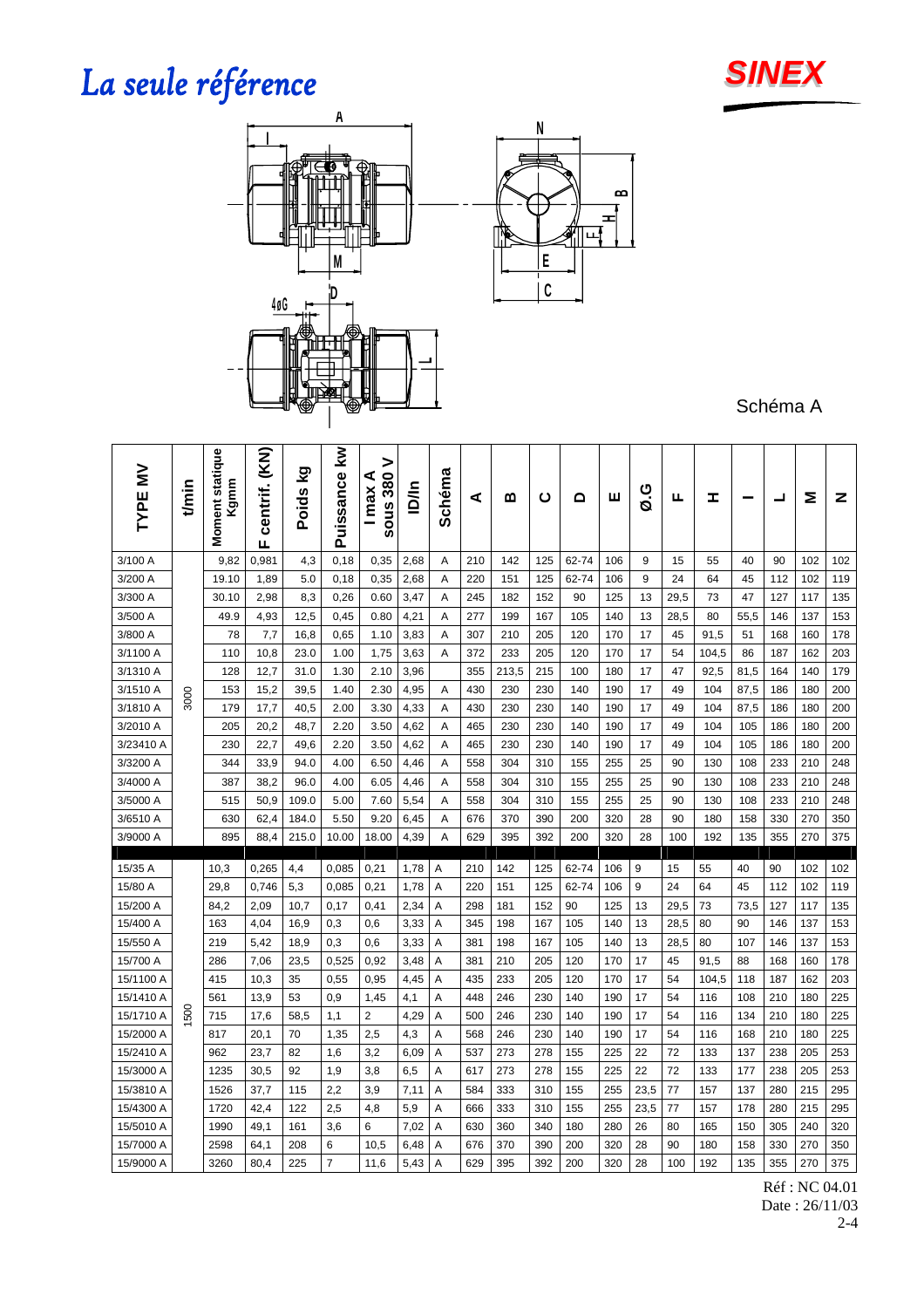# La seule référence

**SINEX**

Schéma A

| TYPE MV | t/min | Moment statique Kgmm | F centrif. (KN) | Poids kg | Puissance kw | I max A sous 380 V | ID/In | Schéma | A | B | C | D | E | Ø.G | F | H | I | L | M | N |
|---|---|---|---|---|---|---|---|---|---|---|---|---|---|---|---|---|---|---|---|---|
| 3/100 A | 3000 | 9,82 | 0,981 | 4,3 | 0,18 | 0,35 | 2,68 | A | 210 | 142 | 125 | 62-74 | 106 | 9 | 15 | 55 | 40 | 90 | 102 | 102 |
| 3/200 A | | 19.10 | 1,89 | 5.0 | 0,18 | 0,35 | 2,68 | A | 220 | 151 | 125 | 62-74 | 106 | 9 | 24 | 64 | 45 | 112 | 102 | 119 |
| 3/300 A | | 30.10 | 2,98 | 8,3 | 0,26 | 0.60 | 3,47 | A | 245 | 182 | 152 | 90 | 125 | 13 | 29,5 | 73 | 47 | 127 | 117 | 135 |
| 3/500 A | | 49.9 | 4,93 | 12,5 | 0,45 | 0.80 | 4,21 | A | 277 | 199 | 167 | 105 | 140 | 13 | 28,5 | 80 | 55,5 | 146 | 137 | 153 |
| 3/800 A | | 78 | 7,7 | 16,8 | 0,65 | 1.10 | 3,83 | A | 307 | 210 | 205 | 120 | 170 | 17 | 45 | 91,5 | 51 | 168 | 160 | 178 |
| 3/1100 A | | 110 | 10,8 | 23.0 | 1.00 | 1,75 | 3,63 | A | 372 | 233 | 205 | 120 | 170 | 17 | 54 | 104,5 | 86 | 187 | 162 | 203 |
| 3/1310 A | | 128 | 12,7 | 31.0 | 1.30 | 2.10 | 3,96 | | 355 | 213,5 | 215 | 100 | 180 | 17 | 47 | 92,5 | 81,5 | 164 | 140 | 179 |
| 3/1510 A | | 153 | 15,2 | 39,5 | 1.40 | 2.30 | 4,95 | A | 430 | 230 | 230 | 140 | 190 | 17 | 49 | 104 | 87,5 | 186 | 180 | 200 |
| 3/1810 A | | 179 | 17,7 | 40,5 | 2.00 | 3.30 | 4,33 | A | 430 | 230 | 230 | 140 | 190 | 17 | 49 | 104 | 87,5 | 186 | 180 | 200 |
| 3/2010 A | | 205 | 20,2 | 48,7 | 2.20 | 3.50 | 4,62 | A | 465 | 230 | 230 | 140 | 190 | 17 | 49 | 104 | 105 | 186 | 180 | 200 |
| 3/23410 A | | 230 | 22,7 | 49,6 | 2.20 | 3.50 | 4,62 | A | 465 | 230 | 230 | 140 | 190 | 17 | 49 | 104 | 105 | 186 | 180 | 200 |
| 3/3200 A | | 344 | 33,9 | 94.0 | 4.00 | 6.50 | 4,46 | A | 558 | 304 | 310 | 155 | 255 | 25 | 90 | 130 | 108 | 233 | 210 | 248 |
| 3/4000 A | | 387 | 38,2 | 96.0 | 4.00 | 6.05 | 4,46 | A | 558 | 304 | 310 | 155 | 255 | 25 | 90 | 130 | 108 | 233 | 210 | 248 |
| 3/5000 A | | 515 | 50,9 | 109.0 | 5.00 | 7.60 | 5,54 | A | 558 | 304 | 310 | 155 | 255 | 25 | 90 | 130 | 108 | 233 | 210 | 248 |
| 3/6510 A | | 630 | 62,4 | 184.0 | 5.50 | 9.20 | 6,45 | A | 676 | 370 | 390 | 200 | 320 | 28 | 90 | 180 | 158 | 330 | 270 | 350 |
| 3/9000 A | | 895 | 88,4 | 215.0 | 10.00 | 18.00 | 4,39 | A | 629 | 395 | 392 | 200 | 320 | 28 | 100 | 192 | 135 | 355 | 270 | 375 |
| 15/35 A | 1500 | 10,3 | 0,265 | 4,4 | 0,085 | 0,21 | 1,78 | A | 210 | 142 | 125 | 62-74 | 106 | 9 | 15 | 55 | 40 | 90 | 102 | 102 |
| 15/80 A | | 29,8 | 0,746 | 5,3 | 0,085 | 0,21 | 1,78 | A | 220 | 151 | 125 | 62-74 | 106 | 9 | 24 | 64 | 45 | 112 | 102 | 119 |
| 15/200 A | | 84,2 | 2,09 | 10,7 | 0,17 | 0,41 | 2,34 | A | 298 | 181 | 152 | 90 | 125 | 13 | 29,5 | 73 | 73,5 | 127 | 117 | 135 |
| 15/400 A | | 163 | 4,04 | 16,9 | 0,3 | 0,6 | 3,33 | A | 345 | 198 | 167 | 105 | 140 | 13 | 28,5 | 80 | 90 | 146 | 137 | 153 |
| 15/550 A | | 219 | 5,42 | 18,9 | 0,3 | 0,6 | 3,33 | A | 381 | 198 | 167 | 105 | 140 | 13 | 28,5 | 80 | 107 | 146 | 137 | 153 |
| 15/700 A | | 286 | 7,06 | 23,5 | 0,525 | 0,92 | 3,48 | A | 381 | 210 | 205 | 120 | 170 | 17 | 45 | 91,5 | 88 | 168 | 160 | 178 |
| 15/1100 A | | 415 | 10,3 | 35 | 0,55 | 0,95 | 4,45 | A | 435 | 233 | 205 | 120 | 170 | 17 | 54 | 104,5 | 118 | 187 | 162 | 203 |
| 15/1410 A | | 561 | 13,9 | 53 | 0,9 | 1,45 | 4,1 | A | 448 | 246 | 230 | 140 | 190 | 17 | 54 | 116 | 108 | 210 | 180 | 225 |
| 15/1710 A | | 715 | 17,6 | 58,5 | 1,1 | 2 | 4,29 | A | 500 | 246 | 230 | 140 | 190 | 17 | 54 | 116 | 134 | 210 | 180 | 225 |
| 15/2000 A | | 817 | 20,1 | 70 | 1,35 | 2,5 | 4,3 | A | 568 | 246 | 230 | 140 | 190 | 17 | 54 | 116 | 168 | 210 | 180 | 225 |
| 15/2410 A | | 962 | 23,7 | 82 | 1,6 | 3,2 | 6,09 | A | 537 | 273 | 278 | 155 | 225 | 22 | 72 | 133 | 137 | 238 | 205 | 253 |
| 15/3000 A | | 1235 | 30,5 | 92 | 1,9 | 3,8 | 6,5 | A | 617 | 273 | 278 | 155 | 225 | 22 | 72 | 133 | 177 | 238 | 205 | 253 |
| 15/3810 A | | 1526 | 37,7 | 115 | 2,2 | 3,9 | 7,11 | A | 584 | 333 | 310 | 155 | 255 | 23,5 | 77 | 157 | 137 | 280 | 215 | 295 |
| 15/4300 A | | 1720 | 42,4 | 122 | 2,5 | 4,8 | 5,9 | A | 666 | 333 | 310 | 155 | 255 | 23,5 | 77 | 157 | 178 | 280 | 215 | 295 |
| 15/5010 A | | 1990 | 49,1 | 161 | 3,5 | 6 | 7,02 | A | 630 | 360 | 340 | 180 | 280 | 26 | 80 | 165 | 150 | 305 | 240 | 320 |
| 15/7000 A | | 2598 | 64,1 | 208 | 6 | 10,5 | 6,48 | A | 676 | 370 | 390 | 200 | 320 | 28 | 90 | 180 | 158 | 330 | 270 | 350 |
| 15/9000 A | | 3260 | 80,4 | 225 | 7 | 11,6 | 5,43 | A | 629 | 395 | 392 | 200 | 320 | 28 | 100 | 192 | 135 | 355 | 270 | 375 |

Réf : NC 04.01
Date : 26/11/03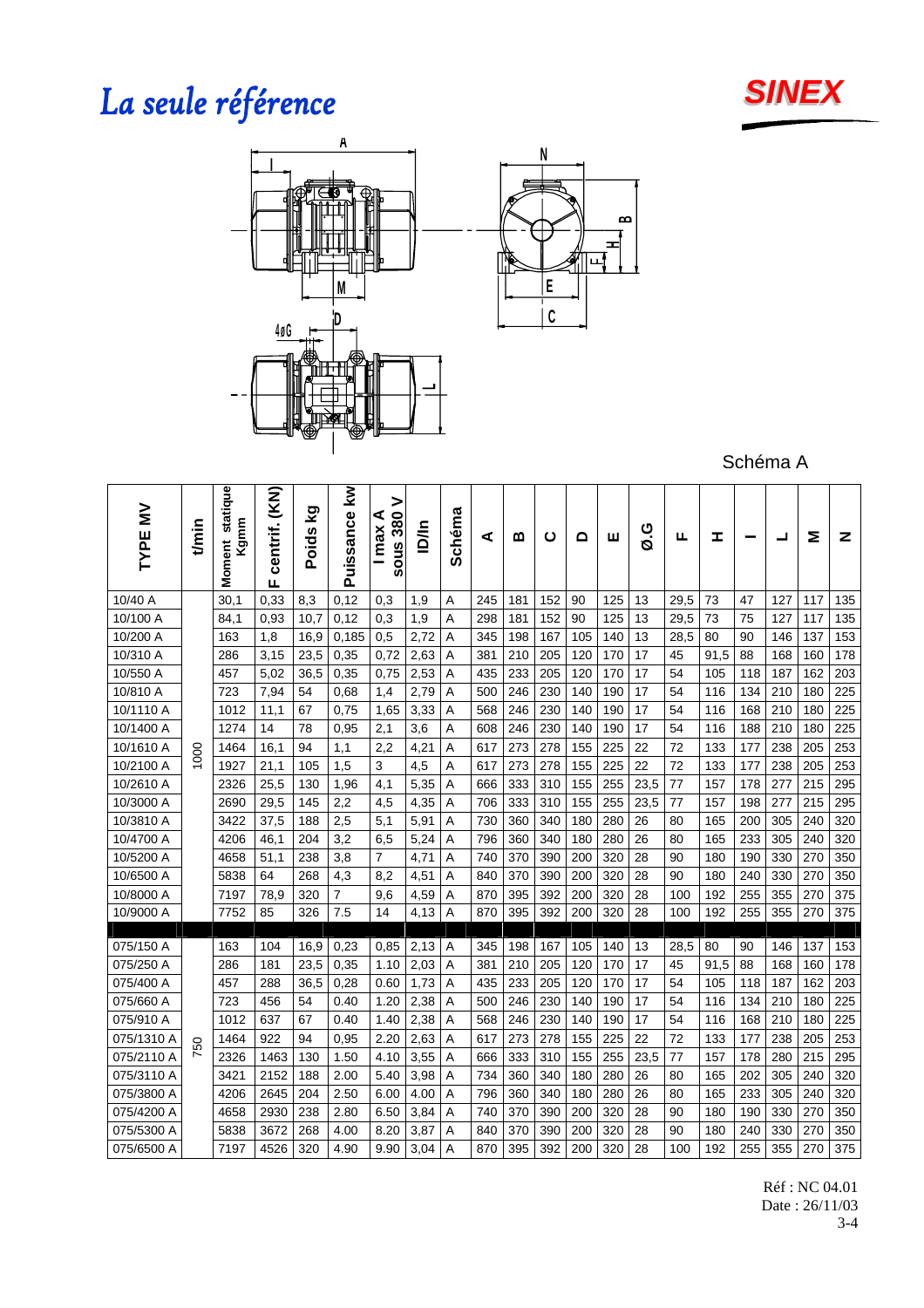# *La seule référence*

**SINEX**

Schéma A

| TYPE MV | t/min | Moment statique Kgmm | F centrif. (KN) | Poids kg | Puissance kw | I max A sous 380 V | ID/In | Schéma | A | B | C | D | E | Ø.G | F | H | I | L | M | N |
|---|---|---|---|---|---|---|---|---|---|---|---|---|---|---|---|---|---|---|---|---|
| 10/40 A | 1000 | 30,1 | 0,33 | 8,3 | 0,12 | 0,3 | 1,9 | A | 245 | 181 | 152 | 90 | 125 | 13 | 29,5 | 73 | 47 | 127 | 117 | 135 |
| 10/100 A | | 84,1 | 0,93 | 10,7 | 0,12 | 0,3 | 1,9 | A | 298 | 181 | 152 | 90 | 125 | 13 | 29,5 | 73 | 75 | 127 | 117 | 135 |
| 10/200 A | | 163 | 1,8 | 16,9 | 0,185 | 0,5 | 2,72 | A | 345 | 198 | 167 | 105 | 140 | 13 | 28,5 | 80 | 90 | 146 | 137 | 153 |
| 10/310 A | | 286 | 3,15 | 23,5 | 0,35 | 0,72 | 2,63 | A | 381 | 210 | 205 | 120 | 170 | 17 | 45 | 91,5 | 88 | 168 | 160 | 178 |
| 10/550 A | | 457 | 5,02 | 36,5 | 0,35 | 0,75 | 2,53 | A | 435 | 233 | 205 | 120 | 170 | 17 | 54 | 105 | 118 | 187 | 162 | 203 |
| 10/810 A | | 723 | 7,94 | 54 | 0,68 | 1,4 | 2,79 | A | 500 | 246 | 230 | 140 | 190 | 17 | 54 | 116 | 134 | 210 | 180 | 225 |
| 10/1110 A | | 1012 | 11,1 | 67 | 0,75 | 1,65 | 3,33 | A | 568 | 246 | 230 | 140 | 190 | 17 | 54 | 116 | 168 | 210 | 180 | 225 |
| 10/1400 A | | 1274 | 14 | 78 | 0,95 | 2,1 | 3,6 | A | 608 | 246 | 230 | 140 | 190 | 17 | 54 | 116 | 188 | 210 | 180 | 225 |
| 10/1610 A | | 1464 | 16,1 | 94 | 1,1 | 2,2 | 4,21 | A | 617 | 273 | 278 | 155 | 225 | 22 | 72 | 133 | 177 | 238 | 205 | 253 |
| 10/2100 A | | 1927 | 21,1 | 105 | 1,5 | 3 | 4,5 | A | 617 | 273 | 278 | 155 | 225 | 22 | 72 | 133 | 177 | 238 | 205 | 253 |
| 10/2610 A | | 2326 | 25,5 | 130 | 1,96 | 4,1 | 5,35 | A | 666 | 333 | 310 | 155 | 255 | 23,5 | 77 | 157 | 178 | 277 | 215 | 295 |
| 10/3000 A | | 2690 | 29,5 | 145 | 2,2 | 4,5 | 4,35 | A | 706 | 333 | 310 | 155 | 255 | 23,5 | 77 | 157 | 198 | 277 | 215 | 295 |
| 10/3810 A | | 3422 | 37,5 | 188 | 2,5 | 5,1 | 5,91 | A | 730 | 360 | 340 | 180 | 280 | 26 | 80 | 165 | 200 | 305 | 240 | 320 |
| 10/4700 A | | 4206 | 46,1 | 204 | 3,2 | 6,5 | 5,24 | A | 796 | 360 | 340 | 180 | 280 | 26 | 80 | 165 | 233 | 305 | 240 | 320 |
| 10/5200 A | | 4658 | 51,1 | 238 | 3,8 | 7 | 4,71 | A | 740 | 370 | 390 | 200 | 320 | 28 | 90 | 180 | 190 | 330 | 270 | 350 |
| 10/6500 A | | 5838 | 64 | 268 | 4,3 | 8,2 | 4,51 | A | 840 | 370 | 390 | 200 | 320 | 28 | 90 | 180 | 240 | 330 | 270 | 350 |
| 10/8000 A | | 7197 | 78,9 | 320 | 7 | 9,6 | 4,59 | A | 870 | 395 | 392 | 200 | 320 | 28 | 100 | 192 | 255 | 355 | 270 | 375 |
| 10/9000 A | | 7752 | 85 | 326 | 7.5 | 14 | 4,13 | A | 870 | 395 | 392 | 200 | 320 | 28 | 100 | 192 | 255 | 355 | 270 | 375 |
| 075/150 A | 750 | 163 | 104 | 16,9 | 0,23 | 0,85 | 2,13 | A | 345 | 198 | 167 | 105 | 140 | 13 | 28,5 | 80 | 90 | 146 | 137 | 153 |
| 075/250 A | | 286 | 181 | 23,5 | 0,35 | 1.10 | 2,03 | A | 381 | 210 | 205 | 120 | 170 | 17 | 45 | 91,5 | 88 | 168 | 160 | 178 |
| 075/400 A | | 457 | 288 | 36,5 | 0,28 | 0.60 | 1,73 | A | 435 | 233 | 205 | 120 | 170 | 17 | 54 | 105 | 118 | 187 | 162 | 203 |
| 075/660 A | | 723 | 456 | 54 | 0.40 | 1.20 | 2,38 | A | 500 | 246 | 230 | 140 | 190 | 17 | 54 | 116 | 134 | 210 | 180 | 225 |
| 075/910 A | | 1012 | 637 | 67 | 0.40 | 1.40 | 2,38 | A | 568 | 246 | 230 | 140 | 190 | 17 | 54 | 116 | 168 | 210 | 180 | 225 |
| 075/1310 A | | 1464 | 922 | 94 | 0,95 | 2.20 | 2,63 | A | 617 | 273 | 278 | 155 | 225 | 22 | 72 | 133 | 177 | 238 | 205 | 253 |
| 075/2110 A | | 2326 | 1463 | 130 | 1.50 | 4.10 | 3,55 | A | 666 | 333 | 310 | 155 | 255 | 23,5 | 77 | 157 | 178 | 280 | 215 | 295 |
| 075/3110 A | | 3421 | 2152 | 188 | 2.00 | 5.40 | 3,98 | A | 734 | 360 | 340 | 180 | 280 | 26 | 80 | 165 | 202 | 305 | 240 | 320 |
| 075/3800 A | | 4206 | 2645 | 204 | 2.50 | 6.00 | 4.00 | A | 796 | 360 | 340 | 180 | 280 | 26 | 80 | 165 | 233 | 305 | 240 | 320 |
| 075/4200 A | | 4658 | 2930 | 238 | 2.80 | 6.50 | 3,84 | A | 740 | 370 | 390 | 200 | 320 | 28 | 90 | 180 | 190 | 330 | 270 | 350 |
| 075/5300 A | | 5838 | 3672 | 268 | 4.00 | 8.20 | 3,87 | A | 840 | 370 | 390 | 200 | 320 | 28 | 90 | 180 | 240 | 330 | 270 | 350 |
| 075/6500 A | | 7197 | 4526 | 320 | 4.90 | 9.90 | 3,04 | A | 870 | 395 | 392 | 200 | 320 | 28 | 100 | 192 | 255 | 355 | 270 | 375 |

Réf : NC 04.01
Date : 26/11/03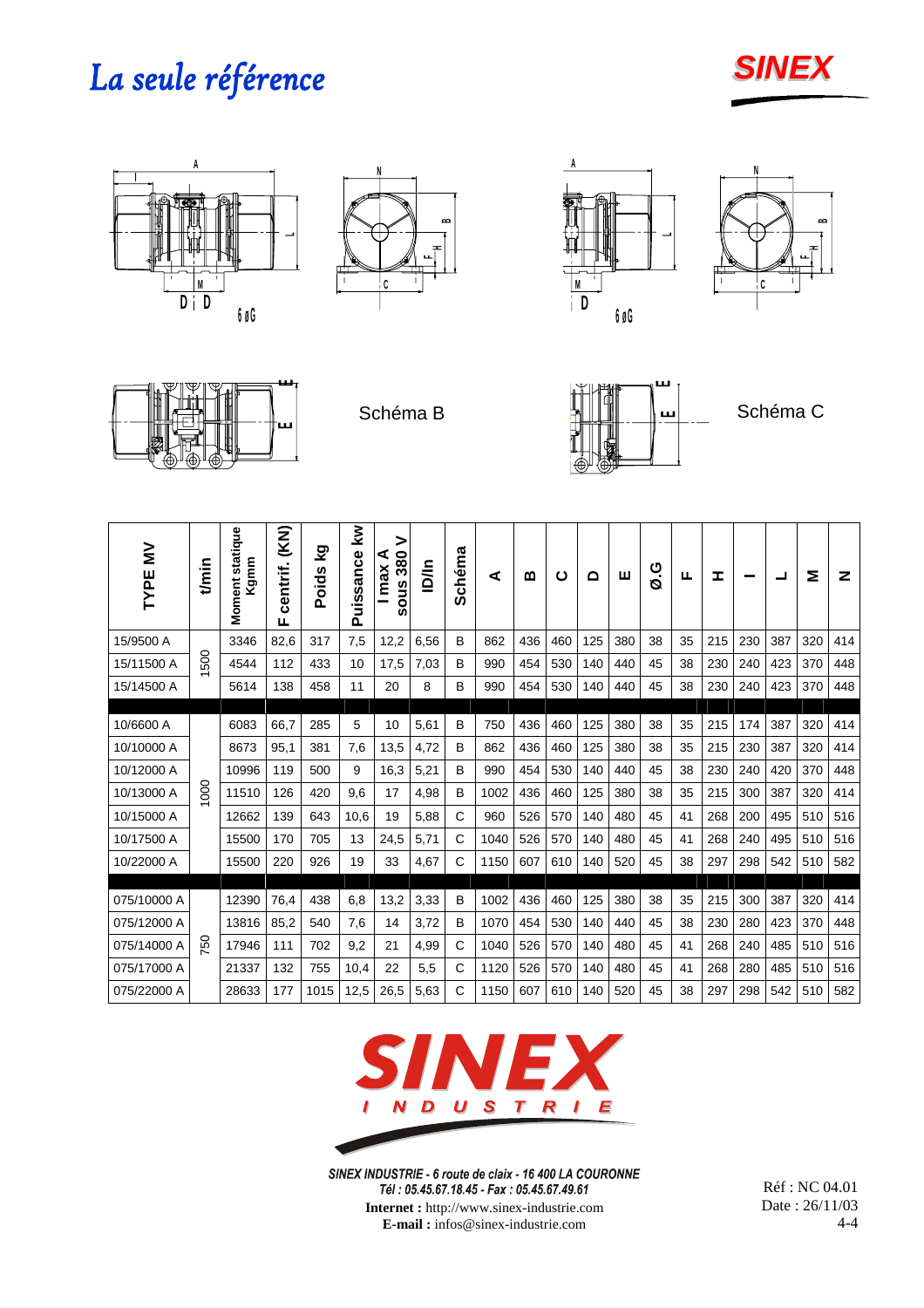# La seule référence

SINEX

Schéma B

Schéma C

| TYPE MV | t/min | Moment statique Kgmm | F centrif. (KN) | Poids kg | Puissance kw | I max A sous 380 V | ID/In | Schéma | A | B | C | D | E | Ø.G | F | H | I | L | M | N |
|---|---|---|---|---|---|---|---|---|---|---|---|---|---|---|---|---|---|---|---|---|
| 15/9500 A | 1500 | 3346 | 82,6 | 317 | 7,5 | 12,2 | 6,56 | B | 862 | 436 | 460 | 125 | 380 | 38 | 35 | 215 | 230 | 387 | 320 | 414 |
| 15/11500 A | | 4544 | 112 | 433 | 10 | 17,5 | 7,03 | B | 990 | 454 | 530 | 140 | 440 | 45 | 38 | 230 | 240 | 423 | 370 | 448 |
| 15/14500 A | | 5614 | 138 | 458 | 11 | 20 | 8 | B | 990 | 454 | 530 | 140 | 440 | 45 | 38 | 230 | 240 | 423 | 370 | 448 |
| 10/6600 A | 1000 | 6083 | 66,7 | 285 | 5 | 10 | 5,61 | B | 750 | 436 | 460 | 125 | 380 | 38 | 35 | 215 | 174 | 387 | 320 | 414 |
| 10/10000 A | | 8673 | 95,1 | 381 | 7,6 | 13,5 | 4,72 | B | 862 | 436 | 460 | 125 | 380 | 38 | 35 | 215 | 230 | 387 | 320 | 414 |
| 10/12000 A | | 10996 | 119 | 500 | 9 | 16,3 | 5,21 | B | 990 | 454 | 530 | 140 | 440 | 45 | 38 | 230 | 240 | 420 | 370 | 448 |
| 10/13000 A | | 11510 | 126 | 420 | 9,6 | 17 | 4,98 | B | 1002 | 436 | 460 | 125 | 380 | 38 | 35 | 215 | 300 | 387 | 320 | 414 |
| 10/15000 A | | 12662 | 139 | 643 | 10,6 | 19 | 5,88 | C | 960 | 526 | 570 | 140 | 480 | 45 | 41 | 268 | 200 | 495 | 510 | 516 |
| 10/17500 A | | 15500 | 170 | 705 | 13 | 24,5 | 5,71 | C | 1040 | 526 | 570 | 140 | 480 | 45 | 41 | 268 | 240 | 495 | 510 | 516 |
| 10/22000 A | | 15500 | 220 | 926 | 19 | 33 | 4,67 | C | 1150 | 607 | 610 | 140 | 520 | 45 | 38 | 297 | 298 | 542 | 510 | 582 |
| 075/10000 A | 750 | 12390 | 76,4 | 438 | 6,8 | 13,2 | 3,33 | B | 1002 | 436 | 460 | 125 | 380 | 38 | 35 | 215 | 300 | 387 | 320 | 414 |
| 075/12000 A | | 13816 | 85,2 | 540 | 7,6 | 14 | 3,72 | B | 1070 | 454 | 530 | 140 | 440 | 45 | 38 | 230 | 280 | 423 | 370 | 448 |
| 075/14000 A | | 17946 | 111 | 702 | 9,2 | 21 | 4,99 | C | 1040 | 526 | 570 | 140 | 480 | 45 | 41 | 268 | 240 | 485 | 510 | 516 |
| 075/17000 A | | 21337 | 132 | 755 | 10,4 | 22 | 5,5 | C | 1120 | 526 | 570 | 140 | 480 | 45 | 41 | 268 | 280 | 485 | 510 | 516 |
| 075/22000 A | | 28633 | 177 | 1015 | 12,5 | 26,5 | 5,63 | C | 1150 | 607 | 610 | 140 | 520 | 45 | 38 | 297 | 298 | 542 | 510 | 582 |

SINEX INDUSTRIE

*SINEX INDUSTRIE - 6 route de claix - 16 400 LA COURONNE*
*Tél : 05.45.67.18.45 - Fax : 05.45.67.49.61*
**Internet :** http://www.sinex-industrie.com
**E-mail :** infos@sinex-industrie.com

Réf : NC 04.01
Date : 26/11/03